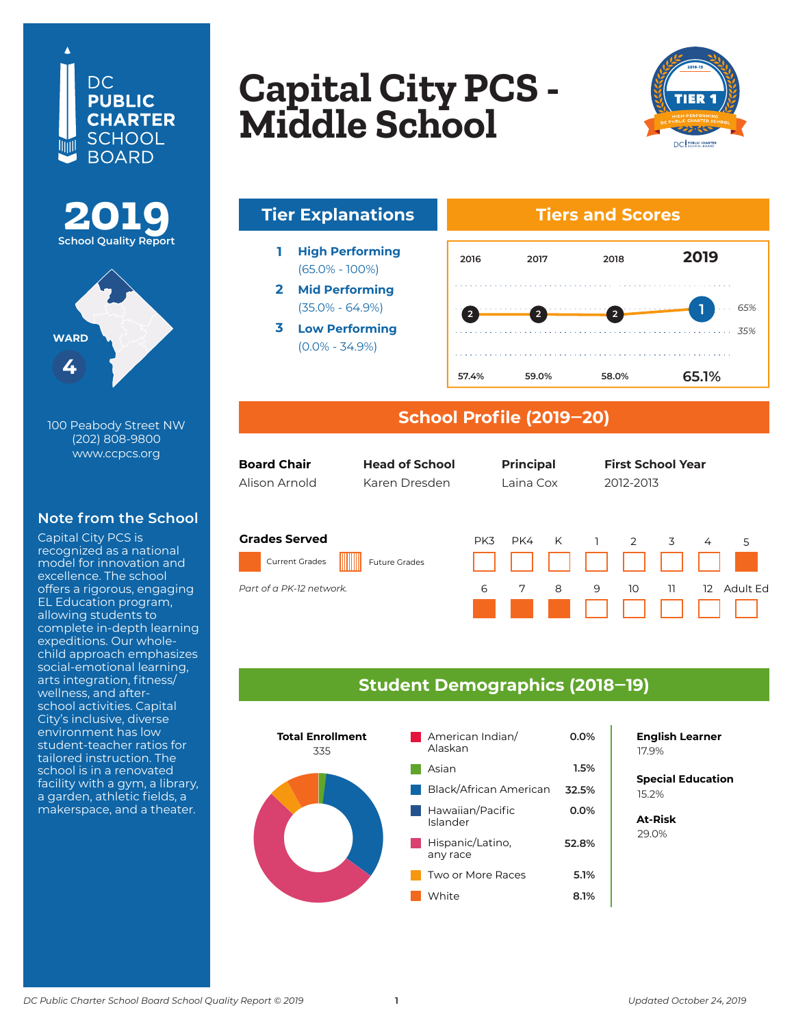DC PUBLIC CHARTER SCHOOL BOARD

# Capital City PCS - Middle School

**2019** School Quality Report

TIER 1 — 2018-19 HIGH-PERFORMING DC PUBLIC CHARTER SCHOOL

WARD 4

100 Peabody Street NW
(202) 808-9800
www.ccpcs.org

## Note from the School

Capital City PCS is recognized as a national model for innovation and excellence. The school offers a rigorous, engaging EL Education program, allowing students to complete in-depth learning expeditions. Our whole-child approach emphasizes social-emotional learning, arts integration, fitness/wellness, and after-school activities. Capital City's inclusive, diverse environment has low student-teacher ratios for tailored instruction. The school is in a renovated facility with a gym, a library, a garden, athletic fields, a makerspace, and a theater.

## Tier Explanations

1. **High Performing** (65.0% - 100%)
2. **Mid Performing** (35.0% - 64.9%)
3. **Low Performing** (0.0% - 34.9%)

## Tiers and Scores

| | 2016 | 2017 | 2018 | 2019 |
|---|---|---|---|---|
| Tier | 2 | 2 | 2 | 1 |
| Score | 57.4% | 59.0% | 58.0% | 65.1% |

## School Profile (2019–20)

| Board Chair | Head of School | Principal | First School Year |
|---|---|---|---|
| Alison Arnold | Karen Dresden | Laina Cox | 2012-2013 |

**Grades Served**

Current Grades: 5, 6, 7, 8
Future Grades: none

*Part of a PK-12 network.*

## Student Demographics (2018–19)

**Total Enrollment**
335

| Race/Ethnicity | Percent |
|---|---|
| American Indian/Alaskan | 0.0% |
| Asian | 1.5% |
| Black/African American | 32.5% |
| Hawaiian/Pacific Islander | 0.0% |
| Hispanic/Latino, any race | 52.8% |
| Two or More Races | 5.1% |
| White | 8.1% |

**English Learner**
17.9%

**Special Education**
15.2%

**At-Risk**
29.0%

*DC Public Charter School Board School Quality Report © 2019* — *Updated October 24, 2019*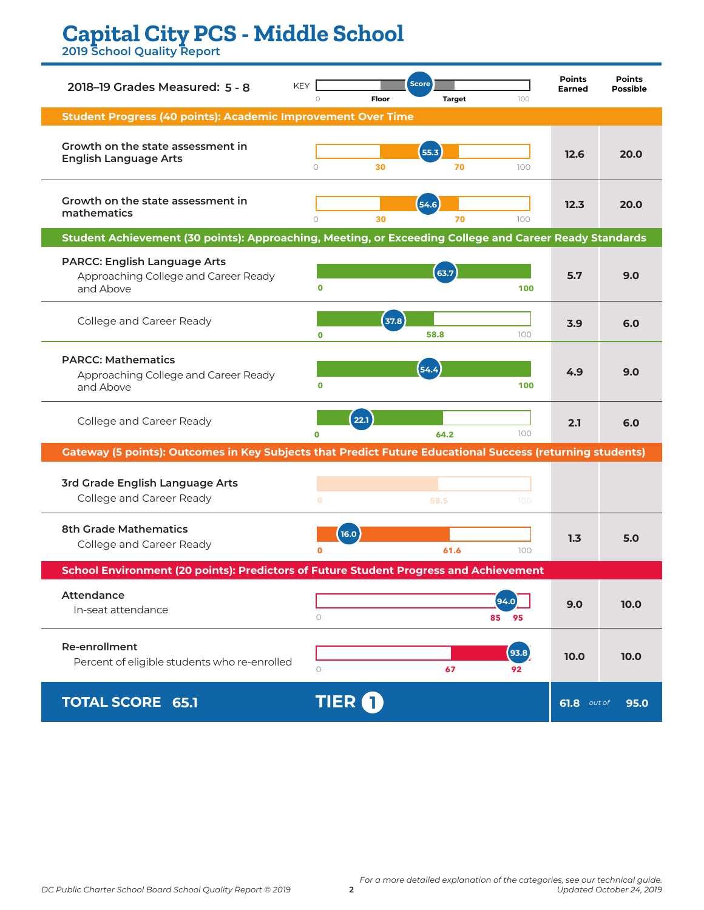# Capital City PCS - Middle School

## 2019 School Quality Report

**2018–19 Grades Measured: 5 - 8**

KEY: 0, Floor, Score, Target, 100

| Measure | Score | Floor / Target | Points Earned | Points Possible |
|---|---|---|---|---|
| **Student Progress (40 points): Academic Improvement Over Time** | | | | |
| **Growth on the state assessment in English Language Arts** | 55.3 | 30 / 70 | 12.6 | 20.0 |
| **Growth on the state assessment in mathematics** | 54.6 | 30 / 70 | 12.3 | 20.0 |
| **Student Achievement (30 points): Approaching, Meeting, or Exceeding College and Career Ready Standards** | | | | |
| **PARCC: English Language Arts** – Approaching College and Career Ready and Above | 63.7 | 0 / 100 | 5.7 | 9.0 |
| College and Career Ready | 37.8 | 0 / 58.8 | 3.9 | 6.0 |
| **PARCC: Mathematics** – Approaching College and Career Ready and Above | 54.4 | 0 / 100 | 4.9 | 9.0 |
| College and Career Ready | 22.1 | 0 / 64.2 | 2.1 | 6.0 |
| **Gateway (5 points): Outcomes in Key Subjects that Predict Future Educational Success (returning students)** | | | | |
| **3rd Grade English Language Arts** – College and Career Ready | | 0 / 58.5 | | |
| **8th Grade Mathematics** – College and Career Ready | 16.0 | 0 / 61.6 | 1.3 | 5.0 |
| **School Environment (20 points): Predictors of Future Student Progress and Achievement** | | | | |
| **Attendance** – In-seat attendance | 94.0 | 85 / 95 | 9.0 | 10.0 |
| **Re-enrollment** – Percent of eligible students who re-enrolled | 93.8 | 67 / 92 | 10.0 | 10.0 |
| **TOTAL SCORE 65.1** | **TIER 1** | | 61.8 out of | 95.0 |

*For a more detailed explanation of the categories, see our technical guide.*

*Updated October 24, 2019*

*DC Public Charter School Board School Quality Report © 2019*